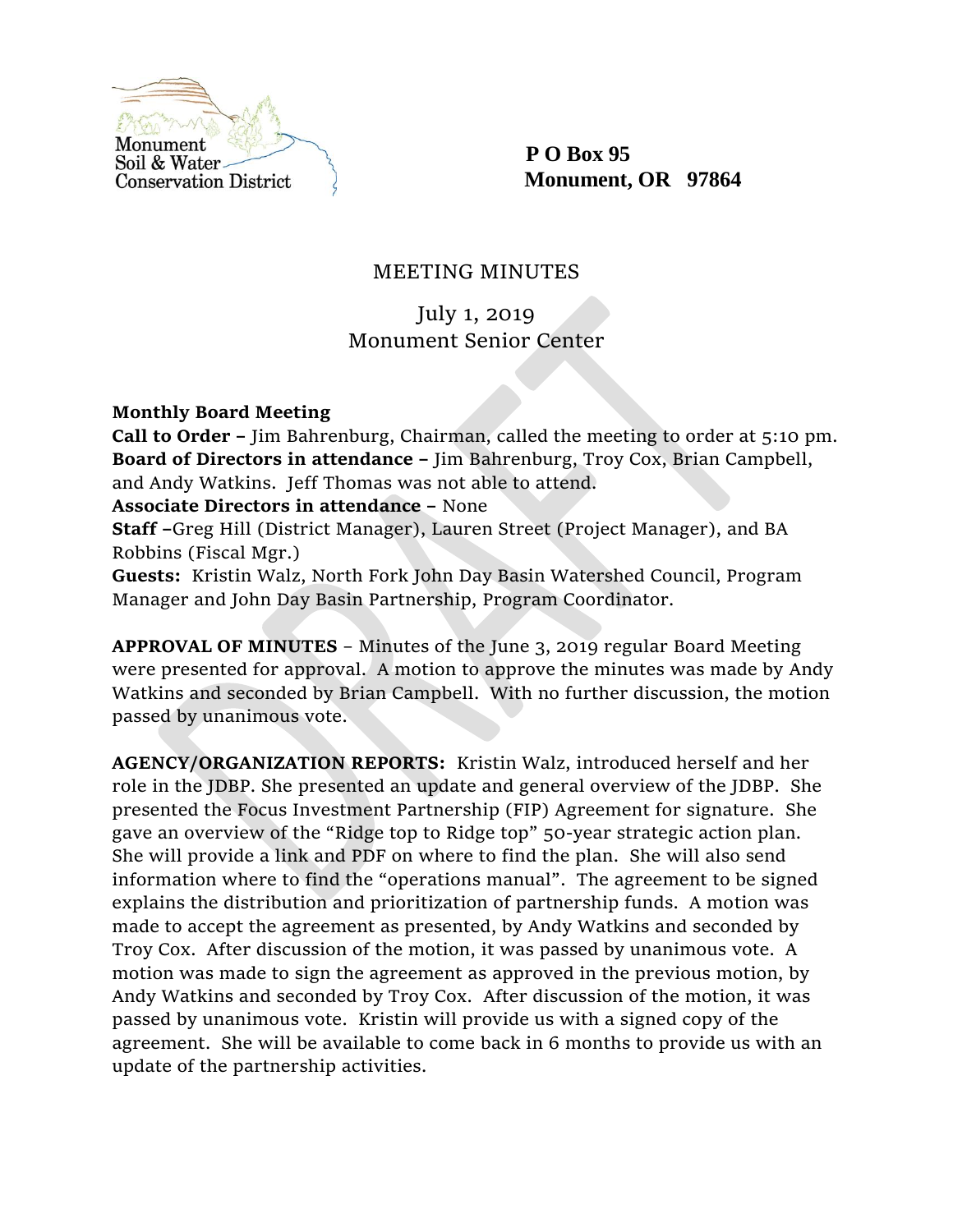Monument Soil & Water Conservation District

**P O Box 95**
**Monument, OR 97864**

# MEETING MINUTES

July 1, 2019
Monument Senior Center

**Monthly Board Meeting**
**Call to Order –** Jim Bahrenburg, Chairman, called the meeting to order at 5:10 pm.
**Board of Directors in attendance –** Jim Bahrenburg, Troy Cox, Brian Campbell, and Andy Watkins. Jeff Thomas was not able to attend.
**Associate Directors in attendance –** None
**Staff –**Greg Hill (District Manager), Lauren Street (Project Manager), and BA Robbins (Fiscal Mgr.)
**Guests:** Kristin Walz, North Fork John Day Basin Watershed Council, Program Manager and John Day Basin Partnership, Program Coordinator.

**APPROVAL OF MINUTES** – Minutes of the June 3, 2019 regular Board Meeting were presented for approval. A motion to approve the minutes was made by Andy Watkins and seconded by Brian Campbell. With no further discussion, the motion passed by unanimous vote.

**AGENCY/ORGANIZATION REPORTS:** Kristin Walz, introduced herself and her role in the JDBP. She presented an update and general overview of the JDBP. She presented the Focus Investment Partnership (FIP) Agreement for signature. She gave an overview of the "Ridge top to Ridge top" 50-year strategic action plan. She will provide a link and PDF on where to find the plan. She will also send information where to find the "operations manual". The agreement to be signed explains the distribution and prioritization of partnership funds. A motion was made to accept the agreement as presented, by Andy Watkins and seconded by Troy Cox. After discussion of the motion, it was passed by unanimous vote. A motion was made to sign the agreement as approved in the previous motion, by Andy Watkins and seconded by Troy Cox. After discussion of the motion, it was passed by unanimous vote. Kristin will provide us with a signed copy of the agreement. She will be available to come back in 6 months to provide us with an update of the partnership activities.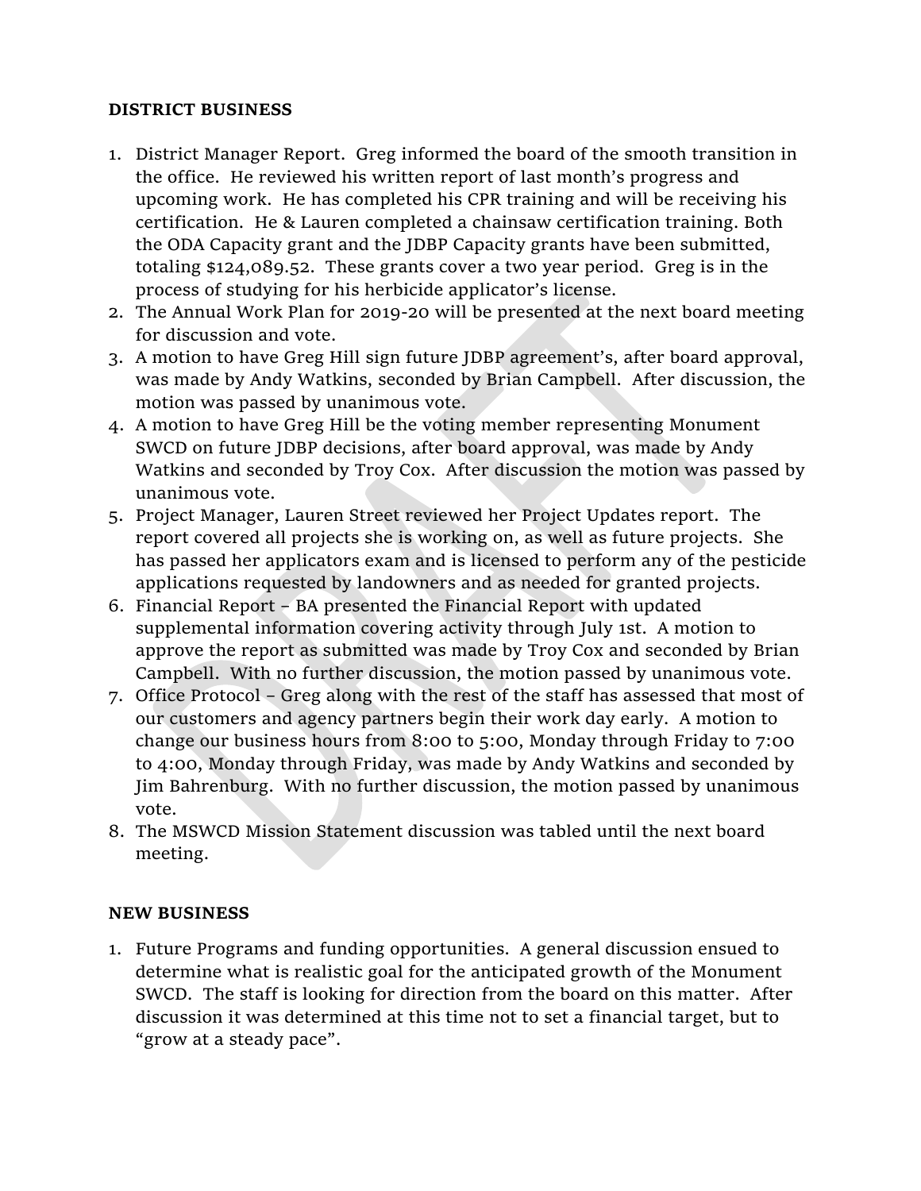**DISTRICT BUSINESS**

1. District Manager Report. Greg informed the board of the smooth transition in the office. He reviewed his written report of last month's progress and upcoming work. He has completed his CPR training and will be receiving his certification. He & Lauren completed a chainsaw certification training. Both the ODA Capacity grant and the JDBP Capacity grants have been submitted, totaling $124,089.52. These grants cover a two year period. Greg is in the process of studying for his herbicide applicator's license.
2. The Annual Work Plan for 2019-20 will be presented at the next board meeting for discussion and vote.
3. A motion to have Greg Hill sign future JDBP agreement's, after board approval, was made by Andy Watkins, seconded by Brian Campbell. After discussion, the motion was passed by unanimous vote.
4. A motion to have Greg Hill be the voting member representing Monument SWCD on future JDBP decisions, after board approval, was made by Andy Watkins and seconded by Troy Cox. After discussion the motion was passed by unanimous vote.
5. Project Manager, Lauren Street reviewed her Project Updates report. The report covered all projects she is working on, as well as future projects. She has passed her applicators exam and is licensed to perform any of the pesticide applications requested by landowners and as needed for granted projects.
6. Financial Report – BA presented the Financial Report with updated supplemental information covering activity through July 1st. A motion to approve the report as submitted was made by Troy Cox and seconded by Brian Campbell. With no further discussion, the motion passed by unanimous vote.
7. Office Protocol – Greg along with the rest of the staff has assessed that most of our customers and agency partners begin their work day early. A motion to change our business hours from 8:00 to 5:00, Monday through Friday to 7:00 to 4:00, Monday through Friday, was made by Andy Watkins and seconded by Jim Bahrenburg. With no further discussion, the motion passed by unanimous vote.
8. The MSWCD Mission Statement discussion was tabled until the next board meeting.

**NEW BUSINESS**

1. Future Programs and funding opportunities. A general discussion ensued to determine what is realistic goal for the anticipated growth of the Monument SWCD. The staff is looking for direction from the board on this matter. After discussion it was determined at this time not to set a financial target, but to "grow at a steady pace".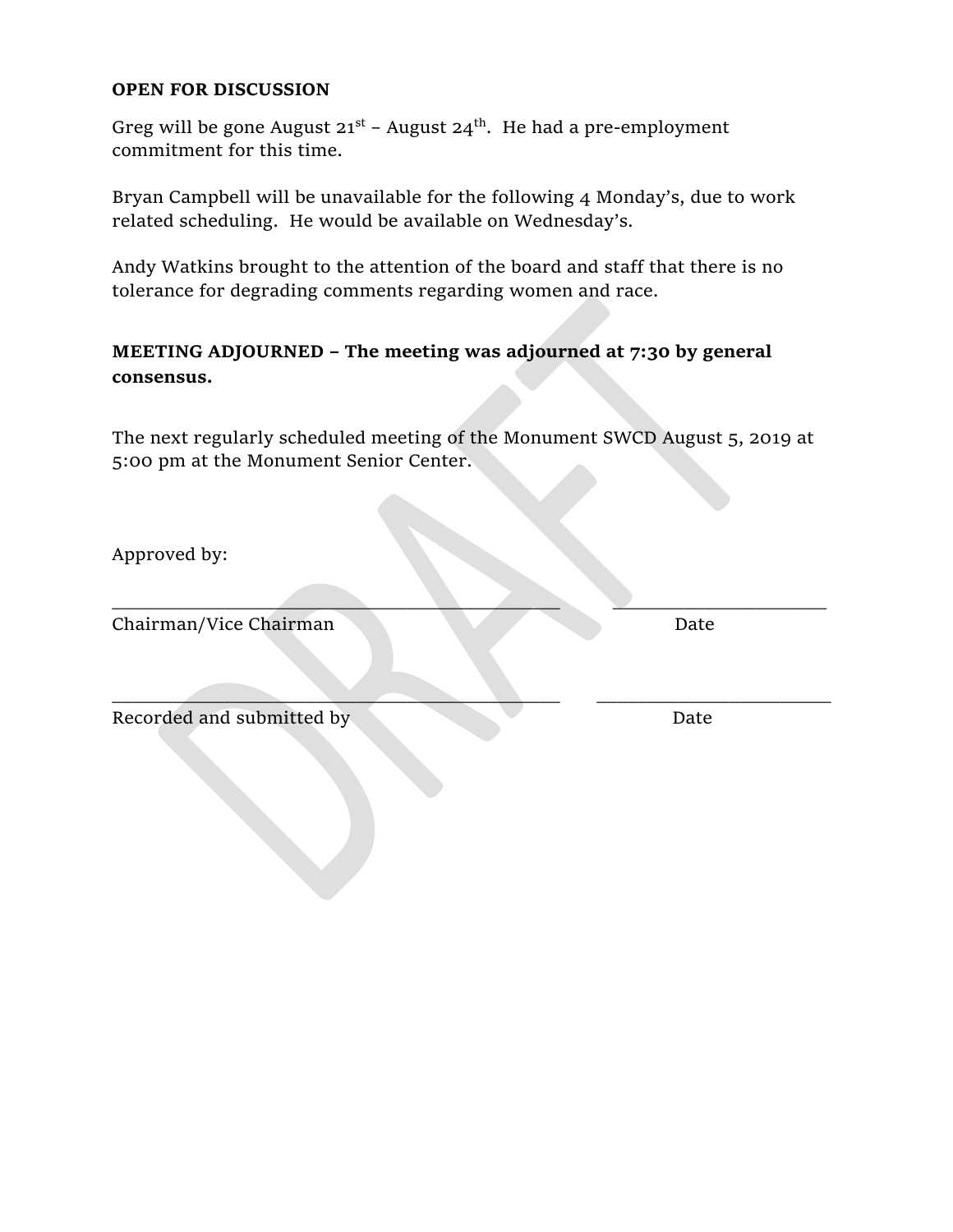**OPEN FOR DISCUSSION**

Greg will be gone August 21st – August 24th. He had a pre-employment commitment for this time.

Bryan Campbell will be unavailable for the following 4 Monday's, due to work related scheduling. He would be available on Wednesday's.

Andy Watkins brought to the attention of the board and staff that there is no tolerance for degrading comments regarding women and race.

**MEETING ADJOURNED – The meeting was adjourned at 7:30 by general consensus.**

The next regularly scheduled meeting of the Monument SWCD August 5, 2019 at 5:00 pm at the Monument Senior Center.

Approved by:

_______________________________________________ ______________________

Chairman/Vice Chairman Date

_______________________________________________ ______________________

Recorded and submitted by Date